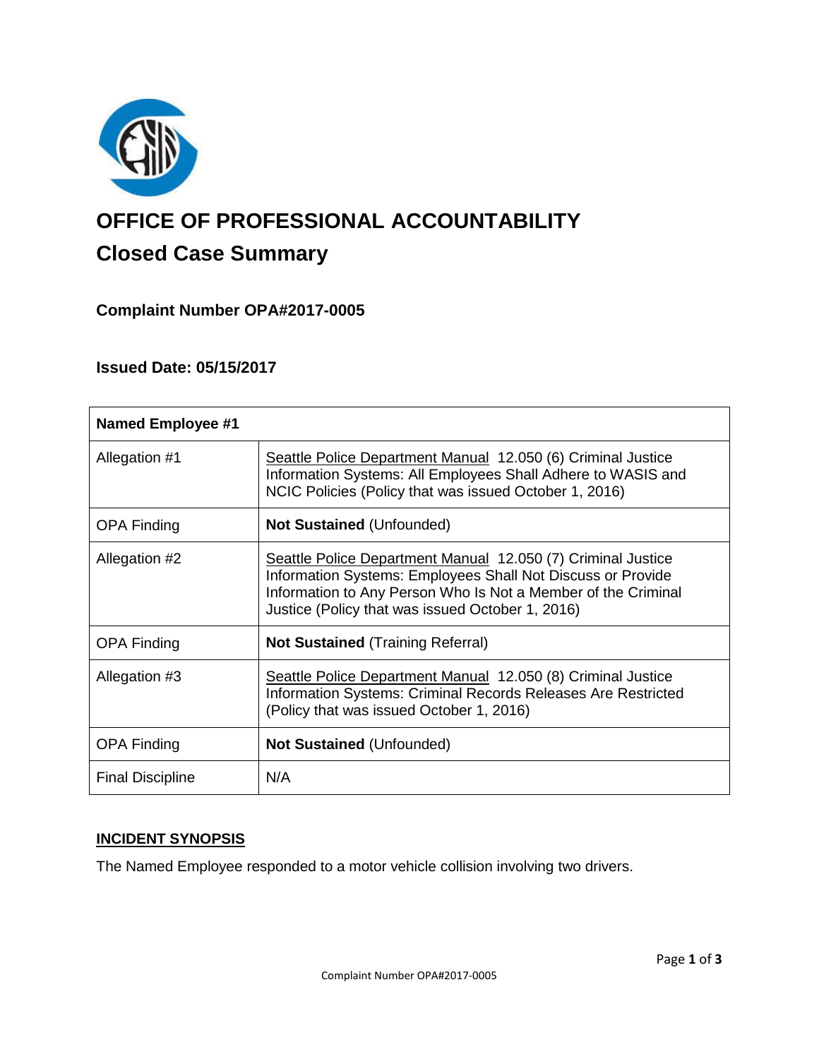# OFFICE OF PROFESSIONAL ACCOUNTABILITY

## Closed Case Summary

### Complaint Number OPA#2017-0005

### Issued Date: 05/15/2017

| **Named Employee #1** | |
|---|---|
| Allegation #1 | Seattle Police Department Manual 12.050 (6) Criminal Justice Information Systems: All Employees Shall Adhere to WASIS and NCIC Policies (Policy that was issued October 1, 2016) |
| OPA Finding | **Not Sustained** (Unfounded) |
| Allegation #2 | Seattle Police Department Manual 12.050 (7) Criminal Justice Information Systems: Employees Shall Not Discuss or Provide Information to Any Person Who Is Not a Member of the Criminal Justice (Policy that was issued October 1, 2016) |
| OPA Finding | **Not Sustained** (Training Referral) |
| Allegation #3 | Seattle Police Department Manual 12.050 (8) Criminal Justice Information Systems: Criminal Records Releases Are Restricted (Policy that was issued October 1, 2016) |
| OPA Finding | **Not Sustained** (Unfounded) |
| Final Discipline | N/A |

## INCIDENT SYNOPSIS

The Named Employee responded to a motor vehicle collision involving two drivers.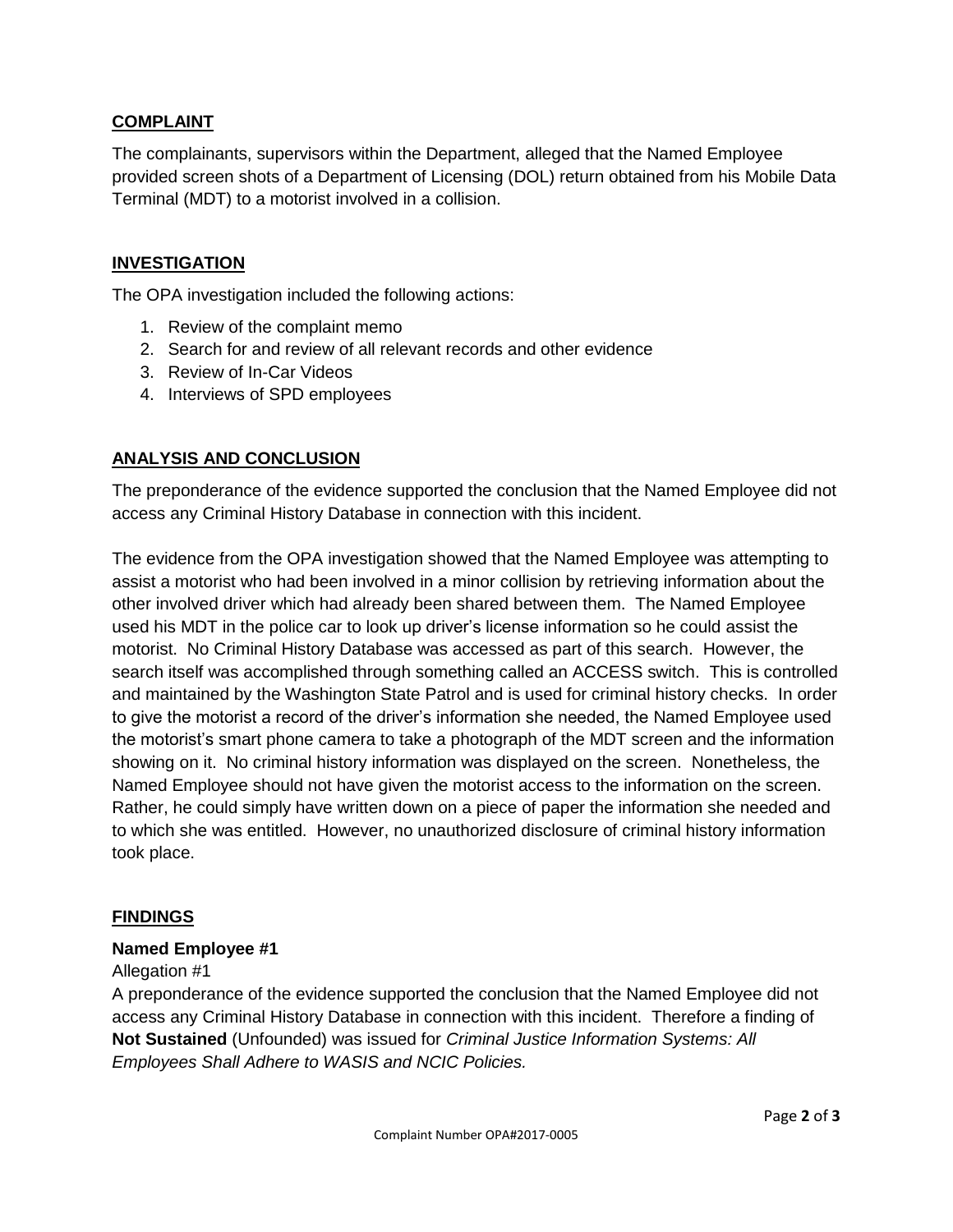## COMPLAINT

The complainants, supervisors within the Department, alleged that the Named Employee provided screen shots of a Department of Licensing (DOL) return obtained from his Mobile Data Terminal (MDT) to a motorist involved in a collision.

## INVESTIGATION

The OPA investigation included the following actions:

1. Review of the complaint memo
2. Search for and review of all relevant records and other evidence
3. Review of In-Car Videos
4. Interviews of SPD employees

## ANALYSIS AND CONCLUSION

The preponderance of the evidence supported the conclusion that the Named Employee did not access any Criminal History Database in connection with this incident.

The evidence from the OPA investigation showed that the Named Employee was attempting to assist a motorist who had been involved in a minor collision by retrieving information about the other involved driver which had already been shared between them. The Named Employee used his MDT in the police car to look up driver's license information so he could assist the motorist. No Criminal History Database was accessed as part of this search. However, the search itself was accomplished through something called an ACCESS switch. This is controlled and maintained by the Washington State Patrol and is used for criminal history checks. In order to give the motorist a record of the driver's information she needed, the Named Employee used the motorist's smart phone camera to take a photograph of the MDT screen and the information showing on it. No criminal history information was displayed on the screen. Nonetheless, the Named Employee should not have given the motorist access to the information on the screen. Rather, he could simply have written down on a piece of paper the information she needed and to which she was entitled. However, no unauthorized disclosure of criminal history information took place.

## FINDINGS

**Named Employee #1**

Allegation #1

A preponderance of the evidence supported the conclusion that the Named Employee did not access any Criminal History Database in connection with this incident. Therefore a finding of **Not Sustained** (Unfounded) was issued for *Criminal Justice Information Systems: All Employees Shall Adhere to WASIS and NCIC Policies.*

Complaint Number OPA#2017-0005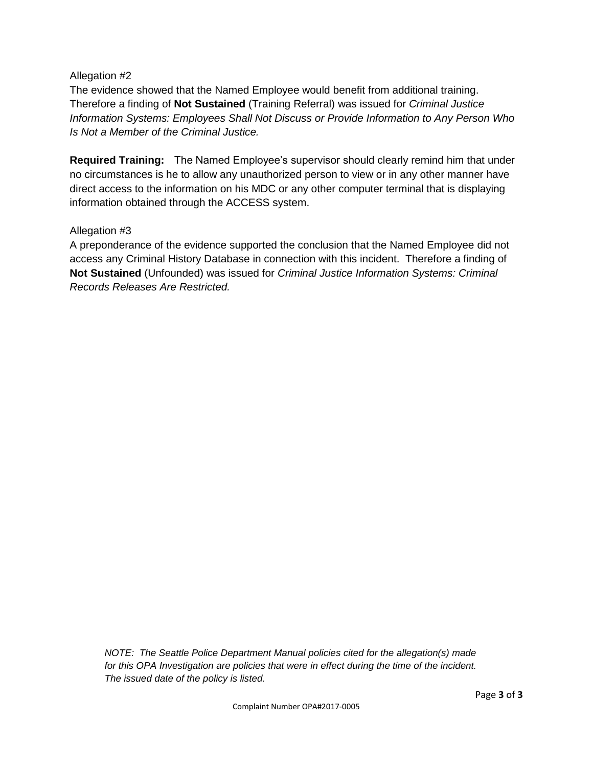Allegation #2

The evidence showed that the Named Employee would benefit from additional training. Therefore a finding of **Not Sustained** (Training Referral) was issued for *Criminal Justice Information Systems: Employees Shall Not Discuss or Provide Information to Any Person Who Is Not a Member of the Criminal Justice.*

**Required Training:** The Named Employee's supervisor should clearly remind him that under no circumstances is he to allow any unauthorized person to view or in any other manner have direct access to the information on his MDC or any other computer terminal that is displaying information obtained through the ACCESS system.

Allegation #3

A preponderance of the evidence supported the conclusion that the Named Employee did not access any Criminal History Database in connection with this incident. Therefore a finding of **Not Sustained** (Unfounded) was issued for *Criminal Justice Information Systems: Criminal Records Releases Are Restricted.*

*NOTE: The Seattle Police Department Manual policies cited for the allegation(s) made for this OPA Investigation are policies that were in effect during the time of the incident. The issued date of the policy is listed.*

Complaint Number OPA#2017-0005